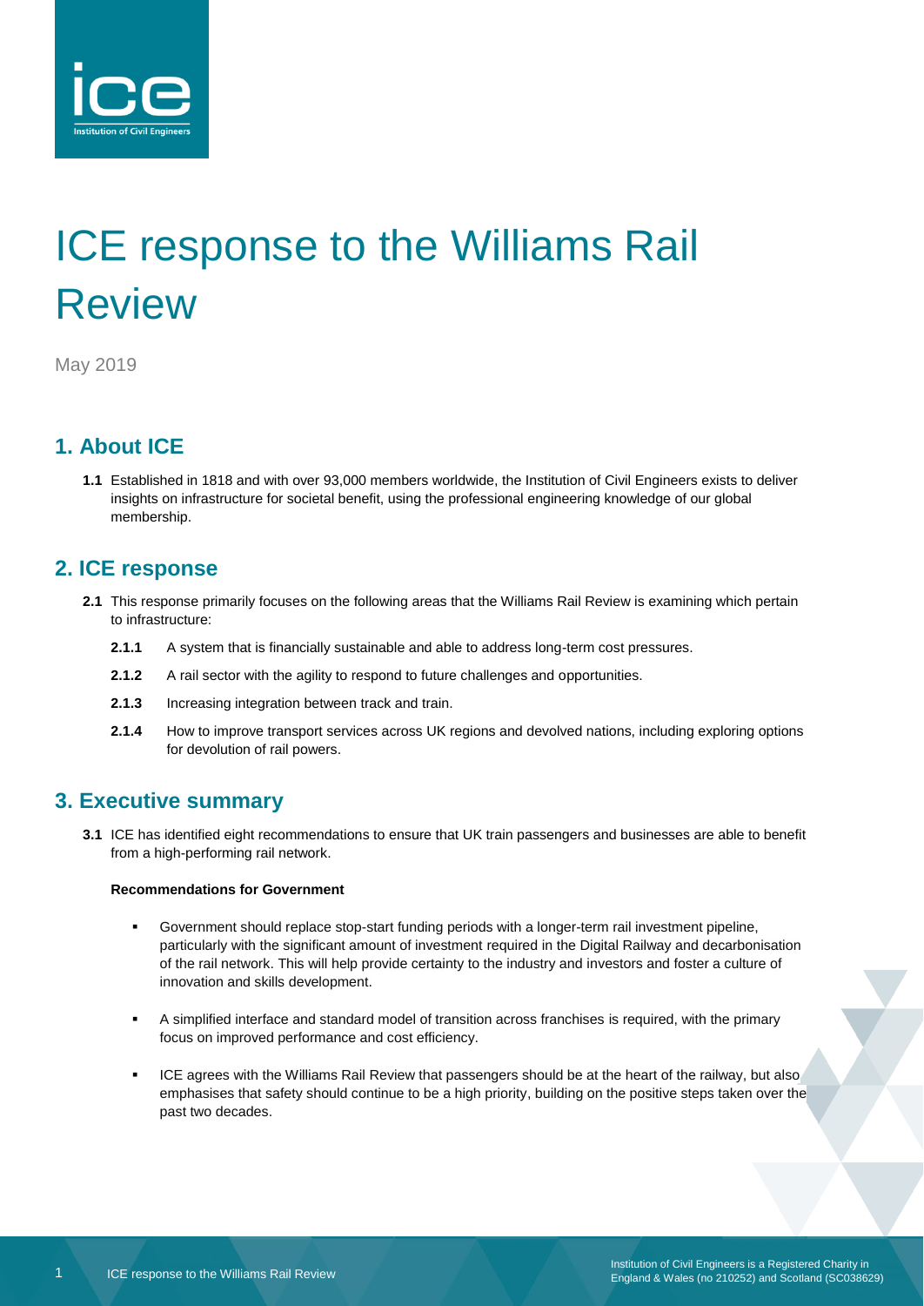# ICE response to the Williams Rail Review

May 2019

## 1. About ICE

**1.1** Established in 1818 and with over 93,000 members worldwide, the Institution of Civil Engineers exists to deliver insights on infrastructure for societal benefit, using the professional engineering knowledge of our global membership.

## 2. ICE response

**2.1** This response primarily focuses on the following areas that the Williams Rail Review is examining which pertain to infrastructure:

**2.1.1** A system that is financially sustainable and able to address long-term cost pressures.

**2.1.2** A rail sector with the agility to respond to future challenges and opportunities.

**2.1.3** Increasing integration between track and train.

**2.1.4** How to improve transport services across UK regions and devolved nations, including exploring options for devolution of rail powers.

## 3. Executive summary

**3.1** ICE has identified eight recommendations to ensure that UK train passengers and businesses are able to benefit from a high-performing rail network.

**Recommendations for Government**

- Government should replace stop-start funding periods with a longer-term rail investment pipeline, particularly with the significant amount of investment required in the Digital Railway and decarbonisation of the rail network. This will help provide certainty to the industry and investors and foster a culture of innovation and skills development.

- A simplified interface and standard model of transition across franchises is required, with the primary focus on improved performance and cost efficiency.

- ICE agrees with the Williams Rail Review that passengers should be at the heart of the railway, but also emphasises that safety should continue to be a high priority, building on the positive steps taken over the past two decades.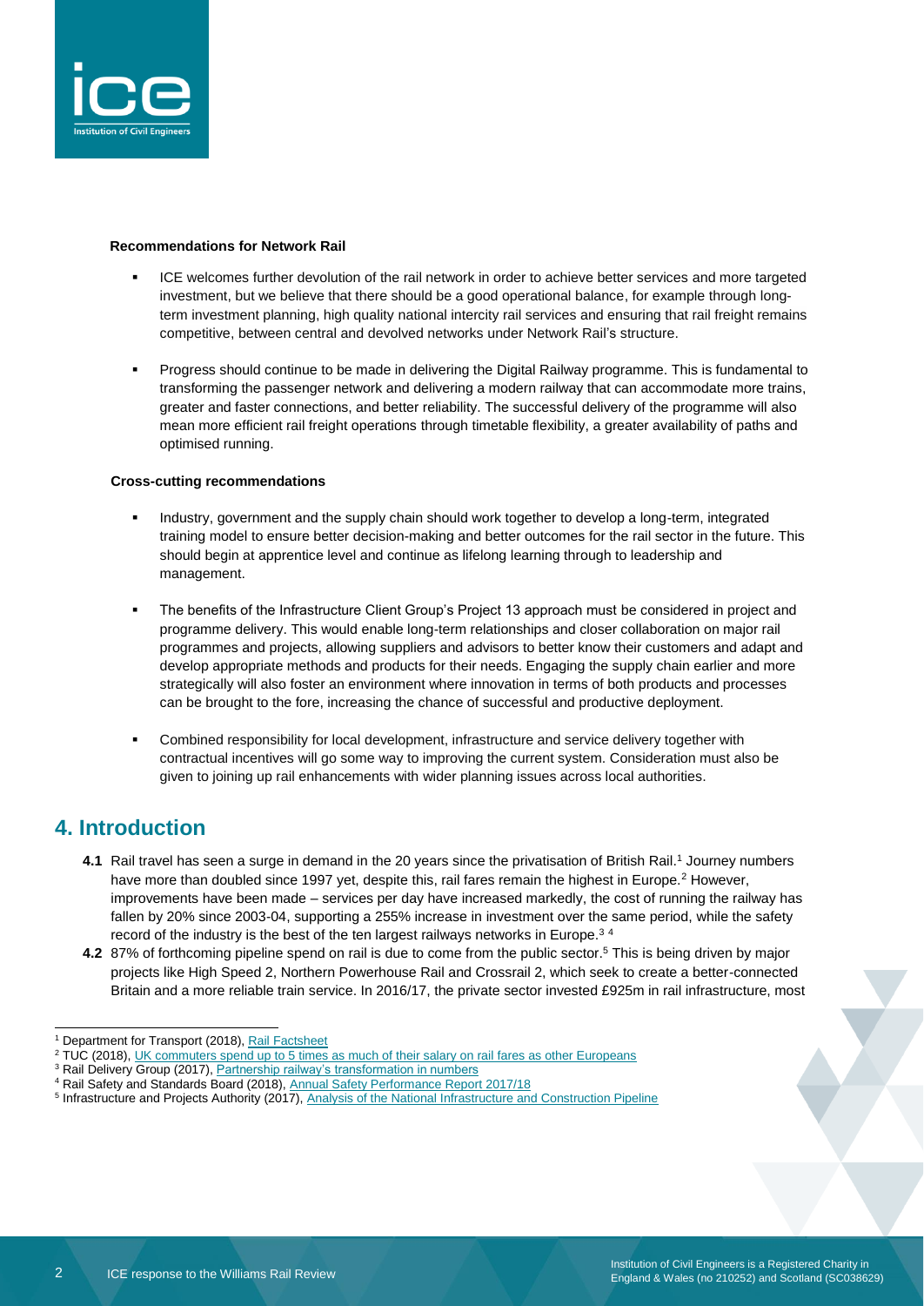**Recommendations for Network Rail**

- ICE welcomes further devolution of the rail network in order to achieve better services and more targeted investment, but we believe that there should be a good operational balance, for example through long-term investment planning, high quality national intercity rail services and ensuring that rail freight remains competitive, between central and devolved networks under Network Rail's structure.
- Progress should continue to be made in delivering the Digital Railway programme. This is fundamental to transforming the passenger network and delivering a modern railway that can accommodate more trains, greater and faster connections, and better reliability. The successful delivery of the programme will also mean more efficient rail freight operations through timetable flexibility, a greater availability of paths and optimised running.

**Cross-cutting recommendations**

- Industry, government and the supply chain should work together to develop a long-term, integrated training model to ensure better decision-making and better outcomes for the rail sector in the future. This should begin at apprentice level and continue as lifelong learning through to leadership and management.
- The benefits of the Infrastructure Client Group's Project 13 approach must be considered in project and programme delivery. This would enable long-term relationships and closer collaboration on major rail programmes and projects, allowing suppliers and advisors to better know their customers and adapt and develop appropriate methods and products for their needs. Engaging the supply chain earlier and more strategically will also foster an environment where innovation in terms of both products and processes can be brought to the fore, increasing the chance of successful and productive deployment.
- Combined responsibility for local development, infrastructure and service delivery together with contractual incentives will go some way to improving the current system. Consideration must also be given to joining up rail enhancements with wider planning issues across local authorities.

## 4. Introduction

**4.1** Rail travel has seen a surge in demand in the 20 years since the privatisation of British Rail.[1] Journey numbers have more than doubled since 1997 yet, despite this, rail fares remain the highest in Europe.[2] However, improvements have been made – services per day have increased markedly, the cost of running the railway has fallen by 20% since 2003-04, supporting a 255% increase in investment over the same period, while the safety record of the industry is the best of the ten largest railways networks in Europe.[3] [4]

**4.2** 87% of forthcoming pipeline spend on rail is due to come from the public sector.[5] This is being driven by major projects like High Speed 2, Northern Powerhouse Rail and Crossrail 2, which seek to create a better-connected Britain and a more reliable train service. In 2016/17, the private sector invested £925m in rail infrastructure, most

---

[1] Department for Transport (2018), Rail Factsheet

[2] TUC (2018), UK commuters spend up to 5 times as much of their salary on rail fares as other Europeans

[3] Rail Delivery Group (2017), Partnership railway's transformation in numbers

[4] Rail Safety and Standards Board (2018), Annual Safety Performance Report 2017/18

[5] Infrastructure and Projects Authority (2017), Analysis of the National Infrastructure and Construction Pipeline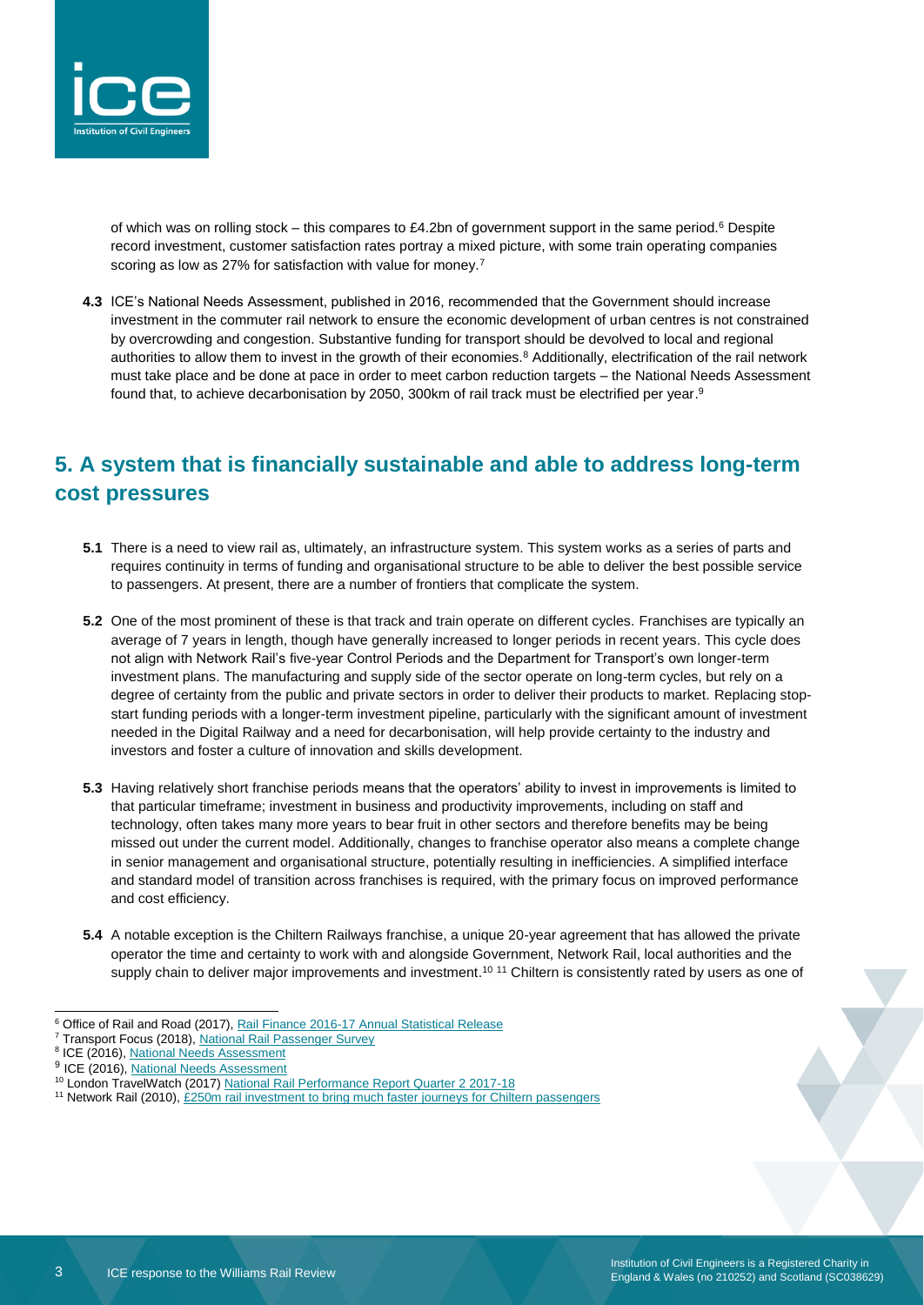of which was on rolling stock – this compares to £4.2bn of government support in the same period.[6] Despite record investment, customer satisfaction rates portray a mixed picture, with some train operating companies scoring as low as 27% for satisfaction with value for money.[7]

**4.3** ICE's National Needs Assessment, published in 2016, recommended that the Government should increase investment in the commuter rail network to ensure the economic development of urban centres is not constrained by overcrowding and congestion. Substantive funding for transport should be devolved to local and regional authorities to allow them to invest in the growth of their economies.[8] Additionally, electrification of the rail network must take place and be done at pace in order to meet carbon reduction targets – the National Needs Assessment found that, to achieve decarbonisation by 2050, 300km of rail track must be electrified per year.[9]

## 5. A system that is financially sustainable and able to address long-term cost pressures

**5.1** There is a need to view rail as, ultimately, an infrastructure system. This system works as a series of parts and requires continuity in terms of funding and organisational structure to be able to deliver the best possible service to passengers. At present, there are a number of frontiers that complicate the system.

**5.2** One of the most prominent of these is that track and train operate on different cycles. Franchises are typically an average of 7 years in length, though have generally increased to longer periods in recent years. This cycle does not align with Network Rail's five-year Control Periods and the Department for Transport's own longer-term investment plans. The manufacturing and supply side of the sector operate on long-term cycles, but rely on a degree of certainty from the public and private sectors in order to deliver their products to market. Replacing stop-start funding periods with a longer-term investment pipeline, particularly with the significant amount of investment needed in the Digital Railway and a need for decarbonisation, will help provide certainty to the industry and investors and foster a culture of innovation and skills development.

**5.3** Having relatively short franchise periods means that the operators' ability to invest in improvements is limited to that particular timeframe; investment in business and productivity improvements, including on staff and technology, often takes many more years to bear fruit in other sectors and therefore benefits may be being missed out under the current model. Additionally, changes to franchise operator also means a complete change in senior management and organisational structure, potentially resulting in inefficiencies. A simplified interface and standard model of transition across franchises is required, with the primary focus on improved performance and cost efficiency.

**5.4** A notable exception is the Chiltern Railways franchise, a unique 20-year agreement that has allowed the private operator the time and certainty to work with and alongside Government, Network Rail, local authorities and the supply chain to deliver major improvements and investment.[10] [11] Chiltern is consistently rated by users as one of

---

[6] Office of Rail and Road (2017), Rail Finance 2016-17 Annual Statistical Release

[7] Transport Focus (2018), National Rail Passenger Survey

[8] ICE (2016), National Needs Assessment

[9] ICE (2016), National Needs Assessment

[10] London TravelWatch (2017) National Rail Performance Report Quarter 2 2017-18

[11] Network Rail (2010), £250m rail investment to bring much faster journeys for Chiltern passengers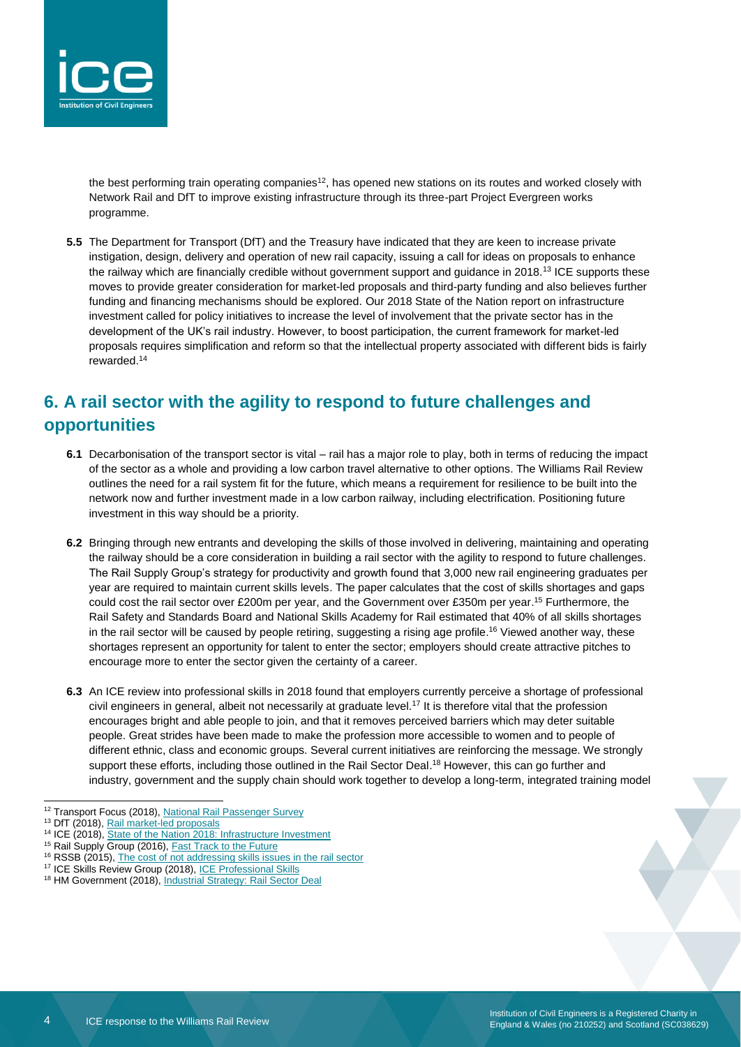the best performing train operating companies[12], has opened new stations on its routes and worked closely with Network Rail and DfT to improve existing infrastructure through its three-part Project Evergreen works programme.

**5.5** The Department for Transport (DfT) and the Treasury have indicated that they are keen to increase private instigation, design, delivery and operation of new rail capacity, issuing a call for ideas on proposals to enhance the railway which are financially credible without government support and guidance in 2018.[13] ICE supports these moves to provide greater consideration for market-led proposals and third-party funding and also believes further funding and financing mechanisms should be explored. Our 2018 State of the Nation report on infrastructure investment called for policy initiatives to increase the level of involvement that the private sector has in the development of the UK's rail industry. However, to boost participation, the current framework for market-led proposals requires simplification and reform so that the intellectual property associated with different bids is fairly rewarded.[14]

## 6. A rail sector with the agility to respond to future challenges and opportunities

**6.1** Decarbonisation of the transport sector is vital – rail has a major role to play, both in terms of reducing the impact of the sector as a whole and providing a low carbon travel alternative to other options. The Williams Rail Review outlines the need for a rail system fit for the future, which means a requirement for resilience to be built into the network now and further investment made in a low carbon railway, including electrification. Positioning future investment in this way should be a priority.

**6.2** Bringing through new entrants and developing the skills of those involved in delivering, maintaining and operating the railway should be a core consideration in building a rail sector with the agility to respond to future challenges. The Rail Supply Group's strategy for productivity and growth found that 3,000 new rail engineering graduates per year are required to maintain current skills levels. The paper calculates that the cost of skills shortages and gaps could cost the rail sector over £200m per year, and the Government over £350m per year.[15] Furthermore, the Rail Safety and Standards Board and National Skills Academy for Rail estimated that 40% of all skills shortages in the rail sector will be caused by people retiring, suggesting a rising age profile.[16] Viewed another way, these shortages represent an opportunity for talent to enter the sector; employers should create attractive pitches to encourage more to enter the sector given the certainty of a career.

**6.3** An ICE review into professional skills in 2018 found that employers currently perceive a shortage of professional civil engineers in general, albeit not necessarily at graduate level.[17] It is therefore vital that the profession encourages bright and able people to join, and that it removes perceived barriers which may deter suitable people. Great strides have been made to make the profession more accessible to women and to people of different ethnic, class and economic groups. Several current initiatives are reinforcing the message. We strongly support these efforts, including those outlined in the Rail Sector Deal.[18] However, this can go further and industry, government and the supply chain should work together to develop a long-term, integrated training model

---

[12] Transport Focus (2018), National Rail Passenger Survey
[13] DfT (2018), Rail market-led proposals
[14] ICE (2018), State of the Nation 2018: Infrastructure Investment
[15] Rail Supply Group (2016), Fast Track to the Future
[16] RSSB (2015), The cost of not addressing skills issues in the rail sector
[17] ICE Skills Review Group (2018), ICE Professional Skills
[18] HM Government (2018), Industrial Strategy: Rail Sector Deal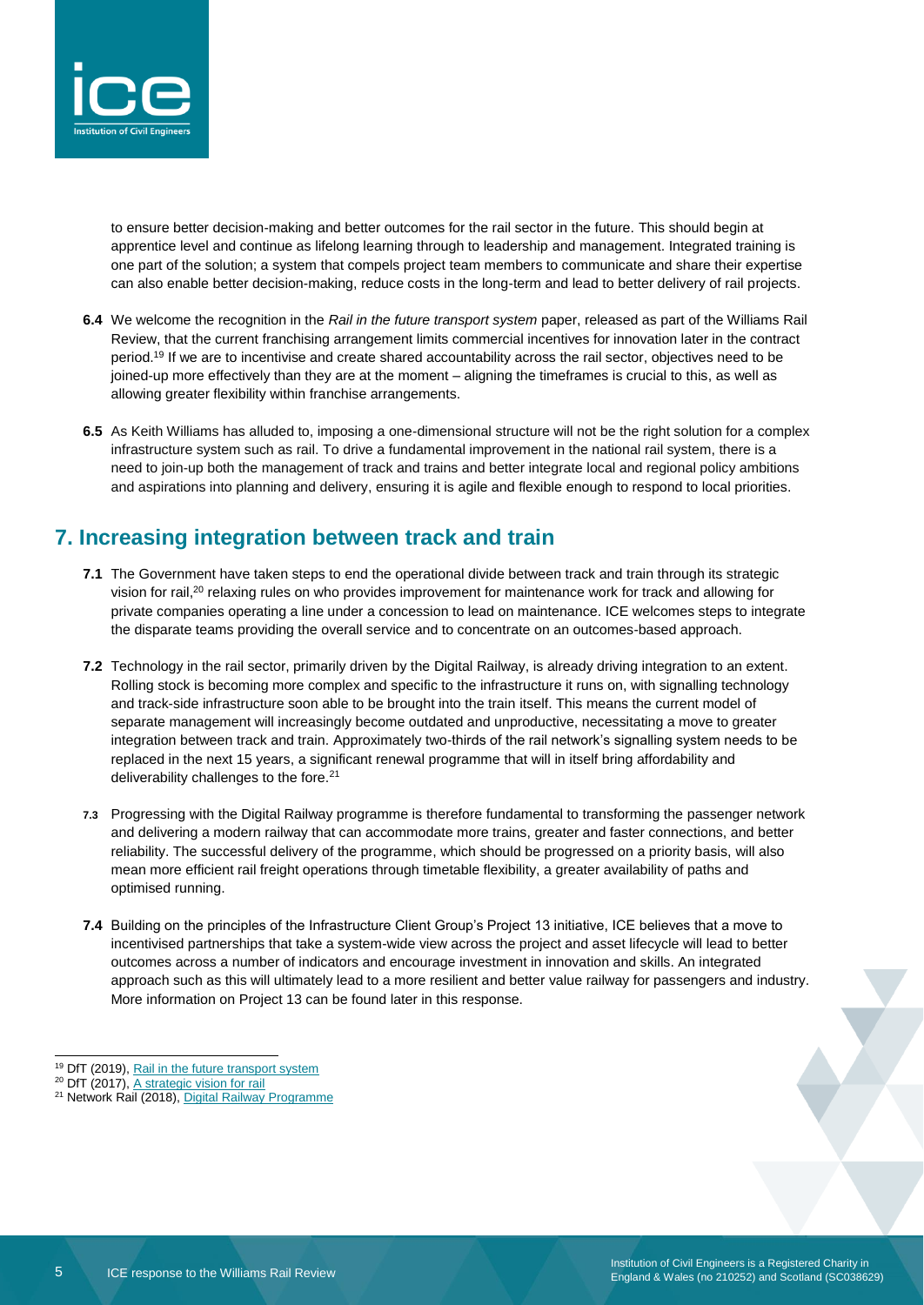to ensure better decision-making and better outcomes for the rail sector in the future. This should begin at apprentice level and continue as lifelong learning through to leadership and management. Integrated training is one part of the solution; a system that compels project team members to communicate and share their expertise can also enable better decision-making, reduce costs in the long-term and lead to better delivery of rail projects.

**6.4** We welcome the recognition in the *Rail in the future transport system* paper, released as part of the Williams Rail Review, that the current franchising arrangement limits commercial incentives for innovation later in the contract period.[19] If we are to incentivise and create shared accountability across the rail sector, objectives need to be joined-up more effectively than they are at the moment – aligning the timeframes is crucial to this, as well as allowing greater flexibility within franchise arrangements.

**6.5** As Keith Williams has alluded to, imposing a one-dimensional structure will not be the right solution for a complex infrastructure system such as rail. To drive a fundamental improvement in the national rail system, there is a need to join-up both the management of track and trains and better integrate local and regional policy ambitions and aspirations into planning and delivery, ensuring it is agile and flexible enough to respond to local priorities.

## 7. Increasing integration between track and train

**7.1** The Government have taken steps to end the operational divide between track and train through its strategic vision for rail,[20] relaxing rules on who provides improvement for maintenance work for track and allowing for private companies operating a line under a concession to lead on maintenance. ICE welcomes steps to integrate the disparate teams providing the overall service and to concentrate on an outcomes-based approach.

**7.2** Technology in the rail sector, primarily driven by the Digital Railway, is already driving integration to an extent. Rolling stock is becoming more complex and specific to the infrastructure it runs on, with signalling technology and track-side infrastructure soon able to be brought into the train itself. This means the current model of separate management will increasingly become outdated and unproductive, necessitating a move to greater integration between track and train. Approximately two-thirds of the rail network's signalling system needs to be replaced in the next 15 years, a significant renewal programme that will in itself bring affordability and deliverability challenges to the fore.[21]

**7.3** Progressing with the Digital Railway programme is therefore fundamental to transforming the passenger network and delivering a modern railway that can accommodate more trains, greater and faster connections, and better reliability. The successful delivery of the programme, which should be progressed on a priority basis, will also mean more efficient rail freight operations through timetable flexibility, a greater availability of paths and optimised running.

**7.4** Building on the principles of the Infrastructure Client Group's Project 13 initiative, ICE believes that a move to incentivised partnerships that take a system-wide view across the project and asset lifecycle will lead to better outcomes across a number of indicators and encourage investment in innovation and skills. An integrated approach such as this will ultimately lead to a more resilient and better value railway for passengers and industry. More information on Project 13 can be found later in this response.

---

[19] DfT (2019), Rail in the future transport system

[20] DfT (2017), A strategic vision for rail

[21] Network Rail (2018), Digital Railway Programme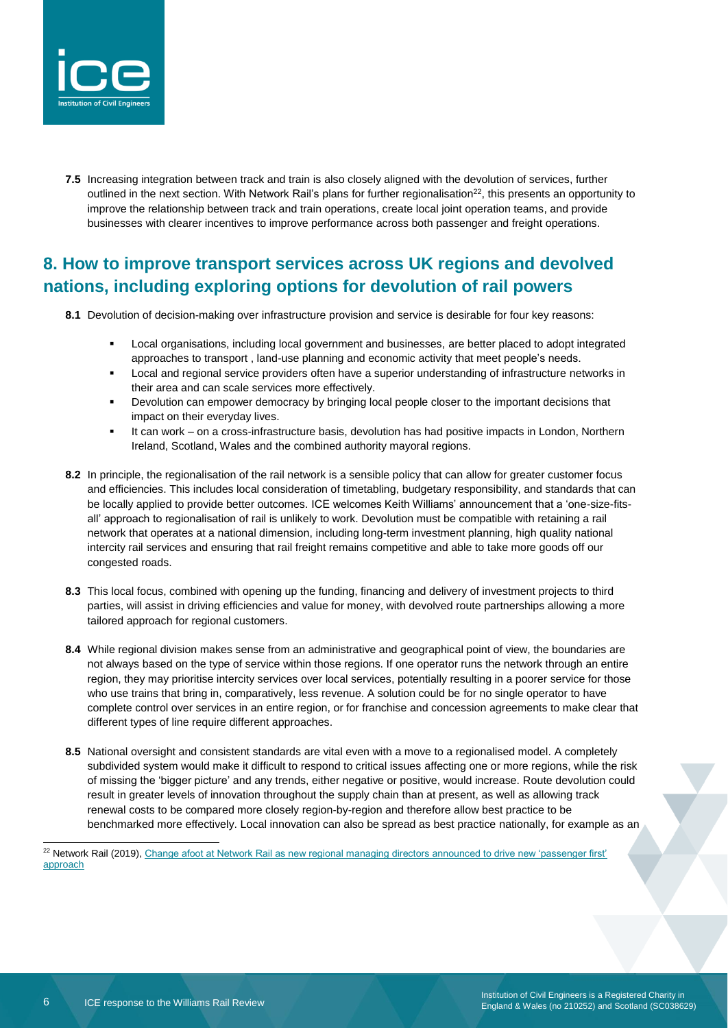**7.5** Increasing integration between track and train is also closely aligned with the devolution of services, further outlined in the next section. With Network Rail's plans for further regionalisation[22], this presents an opportunity to improve the relationship between track and train operations, create local joint operation teams, and provide businesses with clearer incentives to improve performance across both passenger and freight operations.

## 8. How to improve transport services across UK regions and devolved nations, including exploring options for devolution of rail powers

**8.1** Devolution of decision-making over infrastructure provision and service is desirable for four key reasons:

- Local organisations, including local government and businesses, are better placed to adopt integrated approaches to transport , land-use planning and economic activity that meet people's needs.
- Local and regional service providers often have a superior understanding of infrastructure networks in their area and can scale services more effectively.
- Devolution can empower democracy by bringing local people closer to the important decisions that impact on their everyday lives.
- It can work – on a cross-infrastructure basis, devolution has had positive impacts in London, Northern Ireland, Scotland, Wales and the combined authority mayoral regions.

**8.2** In principle, the regionalisation of the rail network is a sensible policy that can allow for greater customer focus and efficiencies. This includes local consideration of timetabling, budgetary responsibility, and standards that can be locally applied to provide better outcomes. ICE welcomes Keith Williams' announcement that a 'one-size-fits-all' approach to regionalisation of rail is unlikely to work. Devolution must be compatible with retaining a rail network that operates at a national dimension, including long-term investment planning, high quality national intercity rail services and ensuring that rail freight remains competitive and able to take more goods off our congested roads.

**8.3** This local focus, combined with opening up the funding, financing and delivery of investment projects to third parties, will assist in driving efficiencies and value for money, with devolved route partnerships allowing a more tailored approach for regional customers.

**8.4** While regional division makes sense from an administrative and geographical point of view, the boundaries are not always based on the type of service within those regions. If one operator runs the network through an entire region, they may prioritise intercity services over local services, potentially resulting in a poorer service for those who use trains that bring in, comparatively, less revenue. A solution could be for no single operator to have complete control over services in an entire region, or for franchise and concession agreements to make clear that different types of line require different approaches.

**8.5** National oversight and consistent standards are vital even with a move to a regionalised model. A completely subdivided system would make it difficult to respond to critical issues affecting one or more regions, while the risk of missing the 'bigger picture' and any trends, either negative or positive, would increase. Route devolution could result in greater levels of innovation throughout the supply chain than at present, as well as allowing track renewal costs to be compared more closely region-by-region and therefore allow best practice to be benchmarked more effectively. Local innovation can also be spread as best practice nationally, for example as an

---

[22] Network Rail (2019), Change afoot at Network Rail as new regional managing directors announced to drive new 'passenger first' approach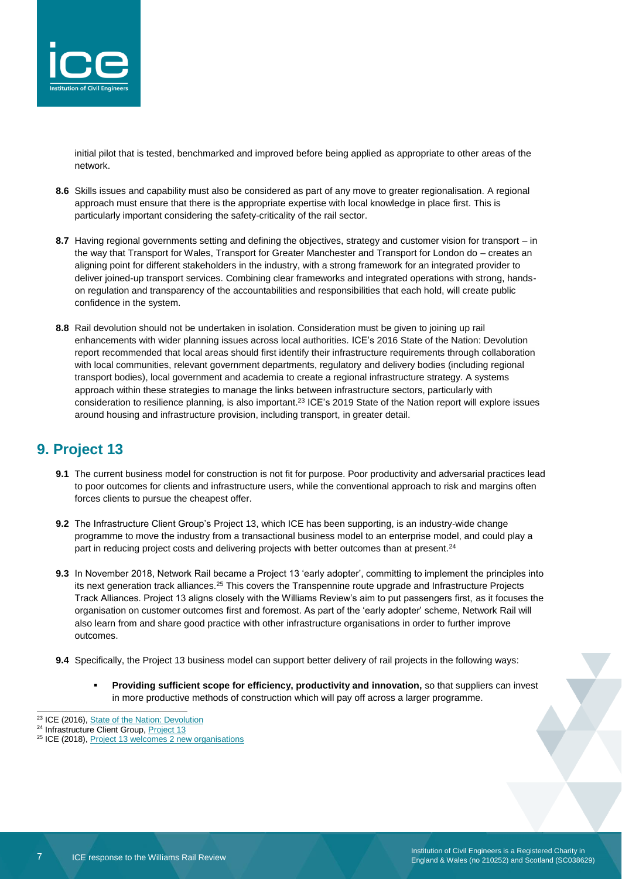initial pilot that is tested, benchmarked and improved before being applied as appropriate to other areas of the network.

**8.6** Skills issues and capability must also be considered as part of any move to greater regionalisation. A regional approach must ensure that there is the appropriate expertise with local knowledge in place first. This is particularly important considering the safety-criticality of the rail sector.

**8.7** Having regional governments setting and defining the objectives, strategy and customer vision for transport – in the way that Transport for Wales, Transport for Greater Manchester and Transport for London do – creates an aligning point for different stakeholders in the industry, with a strong framework for an integrated provider to deliver joined-up transport services. Combining clear frameworks and integrated operations with strong, hands-on regulation and transparency of the accountabilities and responsibilities that each hold, will create public confidence in the system.

**8.8** Rail devolution should not be undertaken in isolation. Consideration must be given to joining up rail enhancements with wider planning issues across local authorities. ICE's 2016 State of the Nation: Devolution report recommended that local areas should first identify their infrastructure requirements through collaboration with local communities, relevant government departments, regulatory and delivery bodies (including regional transport bodies), local government and academia to create a regional infrastructure strategy. A systems approach within these strategies to manage the links between infrastructure sectors, particularly with consideration to resilience planning, is also important.[23] ICE's 2019 State of the Nation report will explore issues around housing and infrastructure provision, including transport, in greater detail.

## 9. Project 13

**9.1** The current business model for construction is not fit for purpose. Poor productivity and adversarial practices lead to poor outcomes for clients and infrastructure users, while the conventional approach to risk and margins often forces clients to pursue the cheapest offer.

**9.2** The Infrastructure Client Group's Project 13, which ICE has been supporting, is an industry-wide change programme to move the industry from a transactional business model to an enterprise model, and could play a part in reducing project costs and delivering projects with better outcomes than at present.[24]

**9.3** In November 2018, Network Rail became a Project 13 'early adopter', committing to implement the principles into its next generation track alliances.[25] This covers the Transpennine route upgrade and Infrastructure Projects Track Alliances. Project 13 aligns closely with the Williams Review's aim to put passengers first, as it focuses the organisation on customer outcomes first and foremost. As part of the 'early adopter' scheme, Network Rail will also learn from and share good practice with other infrastructure organisations in order to further improve outcomes.

**9.4** Specifically, the Project 13 business model can support better delivery of rail projects in the following ways:

- **Providing sufficient scope for efficiency, productivity and innovation,** so that suppliers can invest in more productive methods of construction which will pay off across a larger programme.

---

[23] ICE (2016), State of the Nation: Devolution

[24] Infrastructure Client Group, Project 13

[25] ICE (2018), Project 13 welcomes 2 new organisations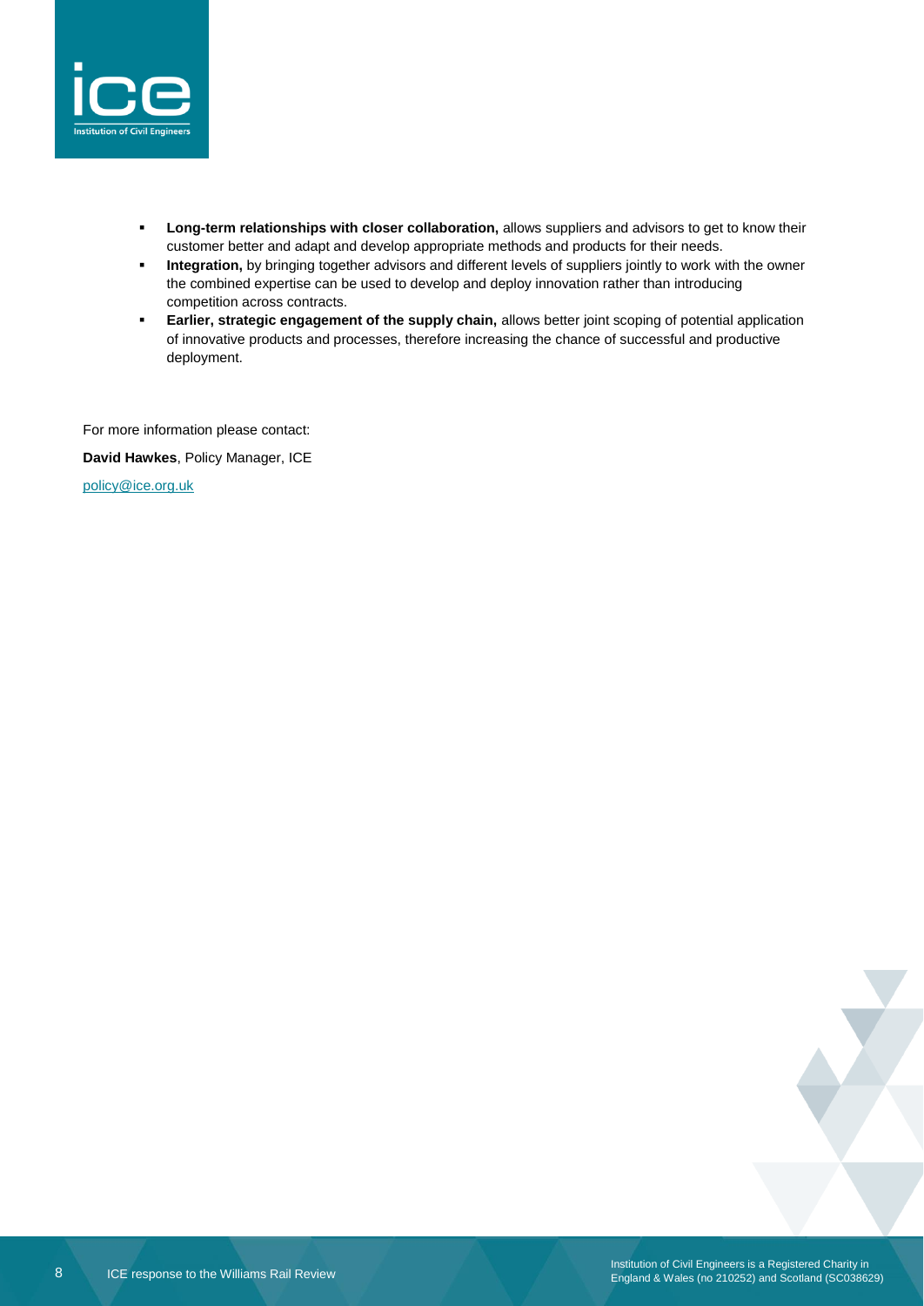- **Long-term relationships with closer collaboration,** allows suppliers and advisors to get to know their customer better and adapt and develop appropriate methods and products for their needs.
- **Integration,** by bringing together advisors and different levels of suppliers jointly to work with the owner the combined expertise can be used to develop and deploy innovation rather than introducing competition across contracts.
- **Earlier, strategic engagement of the supply chain,** allows better joint scoping of potential application of innovative products and processes, therefore increasing the chance of successful and productive deployment.

For more information please contact:

**David Hawkes**, Policy Manager, ICE

policy@ice.org.uk